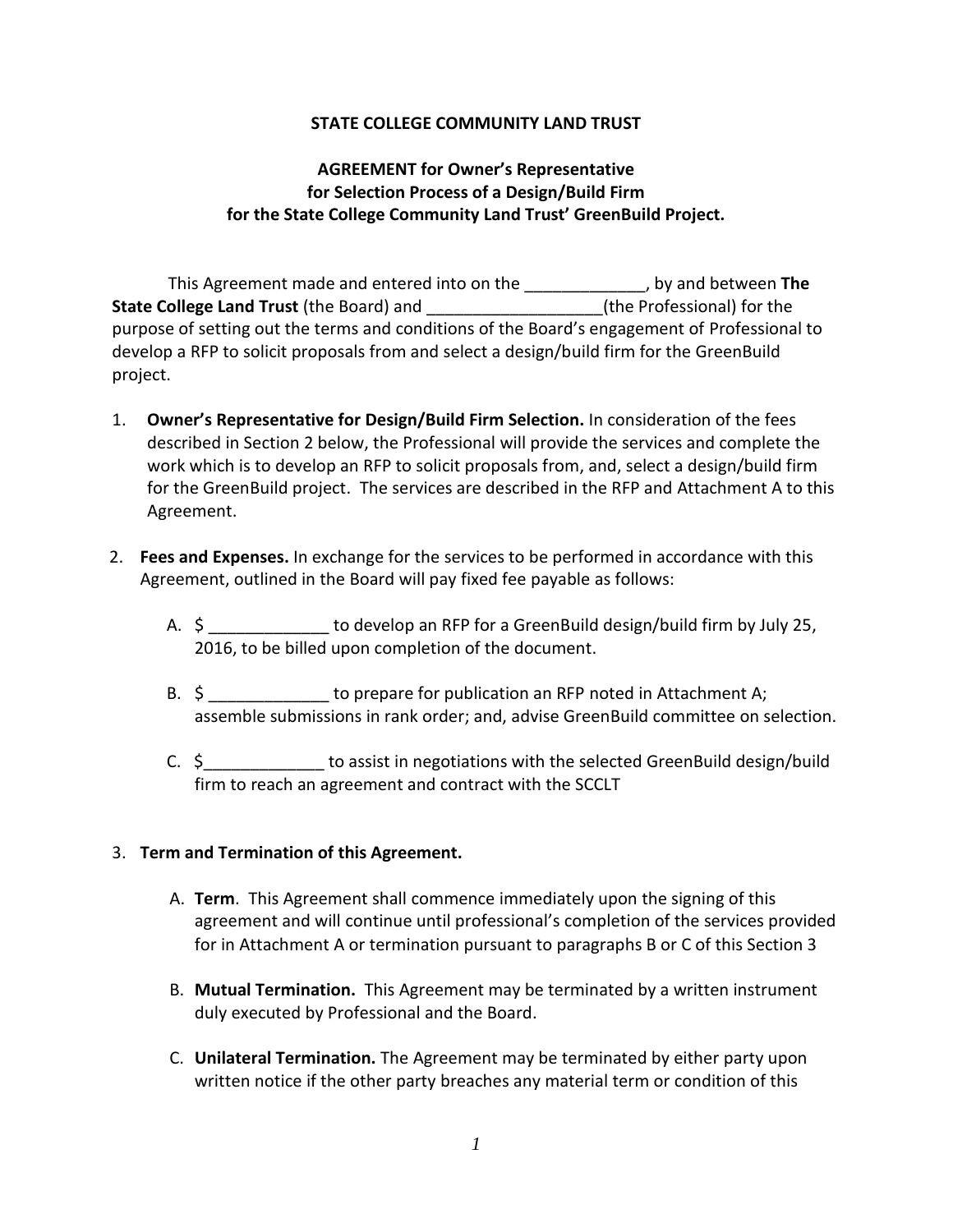**STATE COLLEGE COMMUNITY LAND TRUST**

**AGREEMENT for Owner's Representative for Selection Process of a Design/Build Firm for the State College Community Land Trust' GreenBuild Project.**

This Agreement made and entered into on the _____________, by and between **The State College Land Trust** (the Board) and ___________________(the Professional) for the purpose of setting out the terms and conditions of the Board's engagement of Professional to develop a RFP to solicit proposals from and select a design/build firm for the GreenBuild project.

1. **Owner's Representative for Design/Build Firm Selection.** In consideration of the fees described in Section 2 below, the Professional will provide the services and complete the work which is to develop an RFP to solicit proposals from, and, select a design/build firm for the GreenBuild project. The services are described in the RFP and Attachment A to this Agreement.

2. **Fees and Expenses.** In exchange for the services to be performed in accordance with this Agreement, outlined in the Board will pay fixed fee payable as follows:

   A. $ _____________ to develop an RFP for a GreenBuild design/build firm by July 25, 2016, to be billed upon completion of the document.

   B. $ _____________ to prepare for publication an RFP noted in Attachment A; assemble submissions in rank order; and, advise GreenBuild committee on selection.

   C. $_____________ to assist in negotiations with the selected GreenBuild design/build firm to reach an agreement and contract with the SCCLT

3. **Term and Termination of this Agreement.**

   A. **Term**. This Agreement shall commence immediately upon the signing of this agreement and will continue until professional's completion of the services provided for in Attachment A or termination pursuant to paragraphs B or C of this Section 3

   B. **Mutual Termination.** This Agreement may be terminated by a written instrument duly executed by Professional and the Board.

   C. **Unilateral Termination.** The Agreement may be terminated by either party upon written notice if the other party breaches any material term or condition of this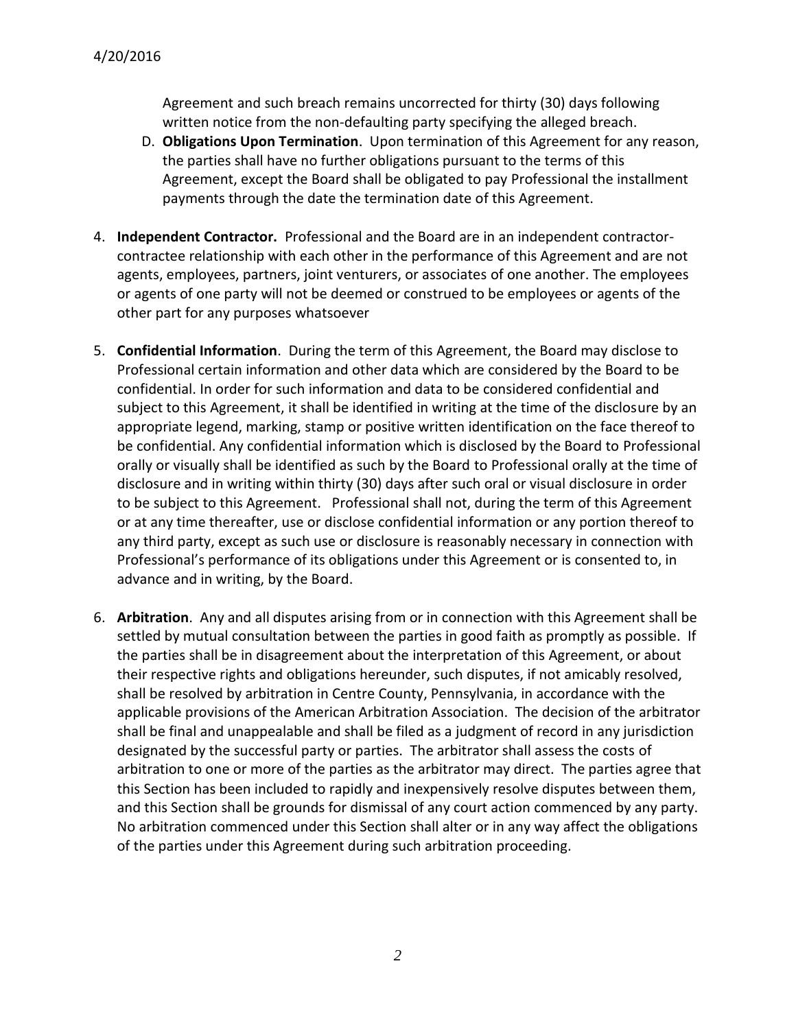Agreement and such breach remains uncorrected for thirty (30) days following written notice from the non-defaulting party specifying the alleged breach.

D. **Obligations Upon Termination**. Upon termination of this Agreement for any reason, the parties shall have no further obligations pursuant to the terms of this Agreement, except the Board shall be obligated to pay Professional the installment payments through the date the termination date of this Agreement.

4. **Independent Contractor.** Professional and the Board are in an independent contractor-contractee relationship with each other in the performance of this Agreement and are not agents, employees, partners, joint venturers, or associates of one another. The employees or agents of one party will not be deemed or construed to be employees or agents of the other part for any purposes whatsoever

5. **Confidential Information**. During the term of this Agreement, the Board may disclose to Professional certain information and other data which are considered by the Board to be confidential. In order for such information and data to be considered confidential and subject to this Agreement, it shall be identified in writing at the time of the disclosure by an appropriate legend, marking, stamp or positive written identification on the face thereof to be confidential. Any confidential information which is disclosed by the Board to Professional orally or visually shall be identified as such by the Board to Professional orally at the time of disclosure and in writing within thirty (30) days after such oral or visual disclosure in order to be subject to this Agreement. Professional shall not, during the term of this Agreement or at any time thereafter, use or disclose confidential information or any portion thereof to any third party, except as such use or disclosure is reasonably necessary in connection with Professional's performance of its obligations under this Agreement or is consented to, in advance and in writing, by the Board.

6. **Arbitration**. Any and all disputes arising from or in connection with this Agreement shall be settled by mutual consultation between the parties in good faith as promptly as possible. If the parties shall be in disagreement about the interpretation of this Agreement, or about their respective rights and obligations hereunder, such disputes, if not amicably resolved, shall be resolved by arbitration in Centre County, Pennsylvania, in accordance with the applicable provisions of the American Arbitration Association. The decision of the arbitrator shall be final and unappealable and shall be filed as a judgment of record in any jurisdiction designated by the successful party or parties. The arbitrator shall assess the costs of arbitration to one or more of the parties as the arbitrator may direct. The parties agree that this Section has been included to rapidly and inexpensively resolve disputes between them, and this Section shall be grounds for dismissal of any court action commenced by any party. No arbitration commenced under this Section shall alter or in any way affect the obligations of the parties under this Agreement during such arbitration proceeding.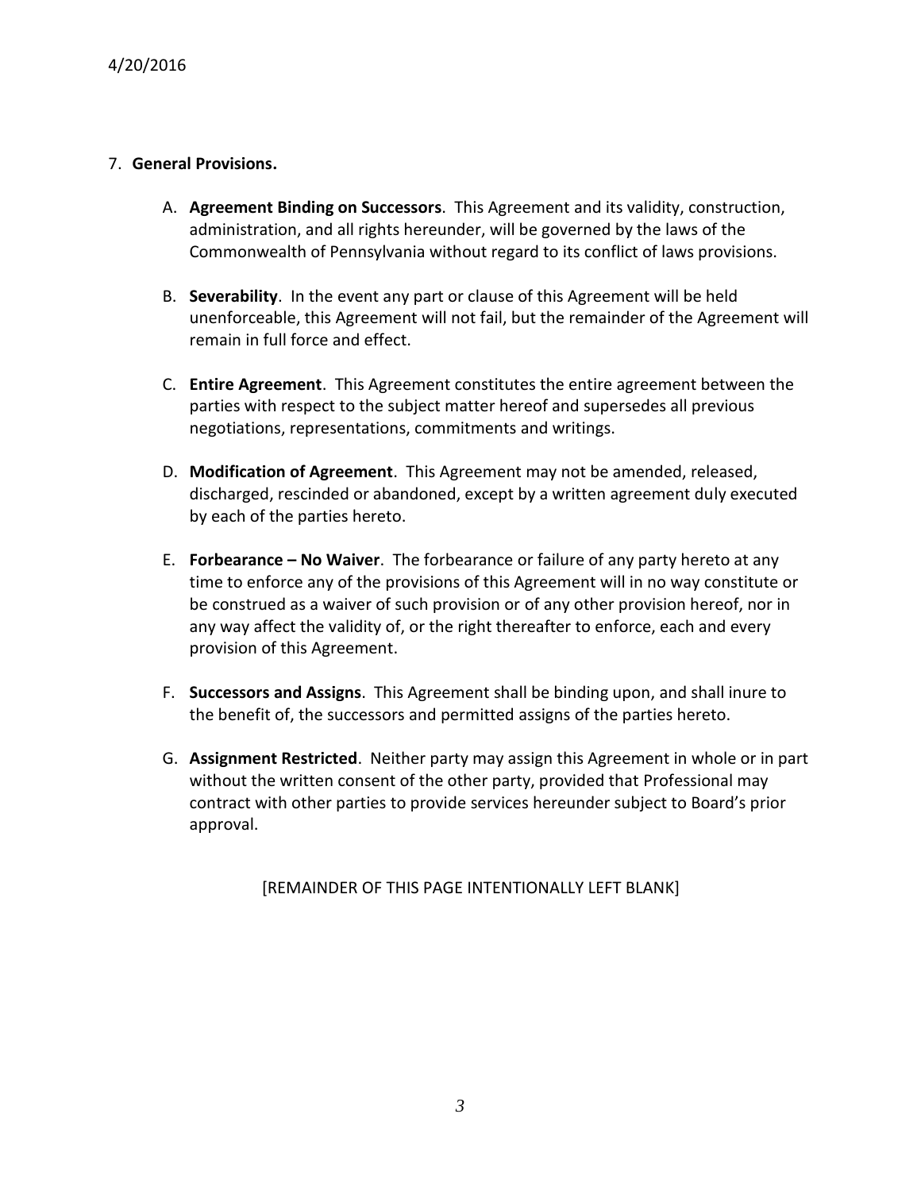7. **General Provisions.**

   A. **Agreement Binding on Successors**. This Agreement and its validity, construction, administration, and all rights hereunder, will be governed by the laws of the Commonwealth of Pennsylvania without regard to its conflict of laws provisions.

   B. **Severability**. In the event any part or clause of this Agreement will be held unenforceable, this Agreement will not fail, but the remainder of the Agreement will remain in full force and effect.

   C. **Entire Agreement**. This Agreement constitutes the entire agreement between the parties with respect to the subject matter hereof and supersedes all previous negotiations, representations, commitments and writings.

   D. **Modification of Agreement**. This Agreement may not be amended, released, discharged, rescinded or abandoned, except by a written agreement duly executed by each of the parties hereto.

   E. **Forbearance – No Waiver**. The forbearance or failure of any party hereto at any time to enforce any of the provisions of this Agreement will in no way constitute or be construed as a waiver of such provision or of any other provision hereof, nor in any way affect the validity of, or the right thereafter to enforce, each and every provision of this Agreement.

   F. **Successors and Assigns**. This Agreement shall be binding upon, and shall inure to the benefit of, the successors and permitted assigns of the parties hereto.

   G. **Assignment Restricted**. Neither party may assign this Agreement in whole or in part without the written consent of the other party, provided that Professional may contract with other parties to provide services hereunder subject to Board's prior approval.

[REMAINDER OF THIS PAGE INTENTIONALLY LEFT BLANK]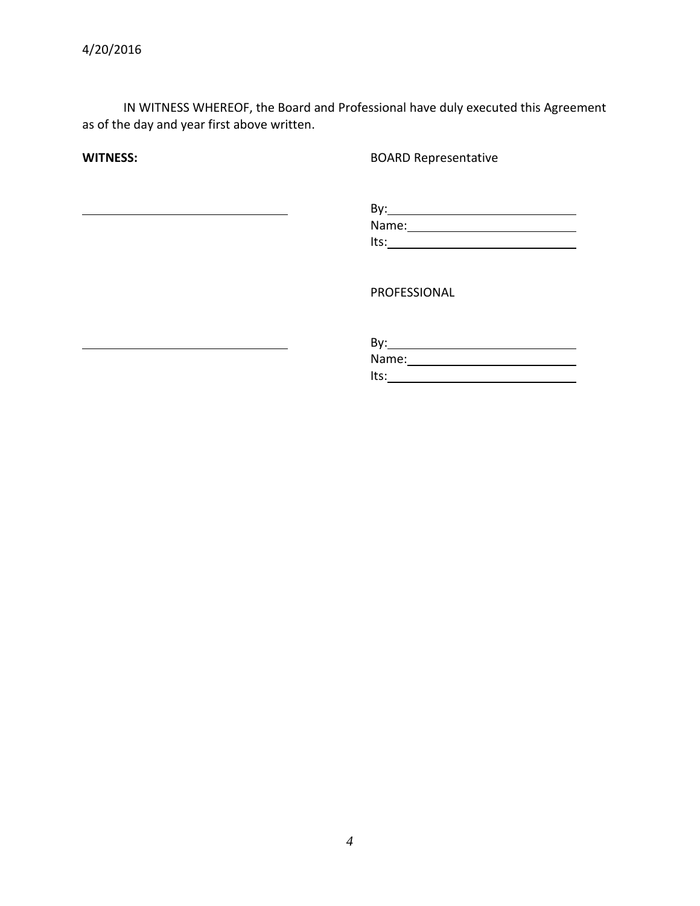4/20/2016

IN WITNESS WHEREOF, the Board and Professional have duly executed this Agreement as of the day and year first above written.

| **WITNESS:** | BOARD Representative |
|---|---|
| ______________________________ | By:___________________________ |
| | Name:_________________________ |
| | Its:___________________________ |
| | PROFESSIONAL |
| ______________________________ | By:___________________________ |
| | Name:_________________________ |
| | Its:___________________________ |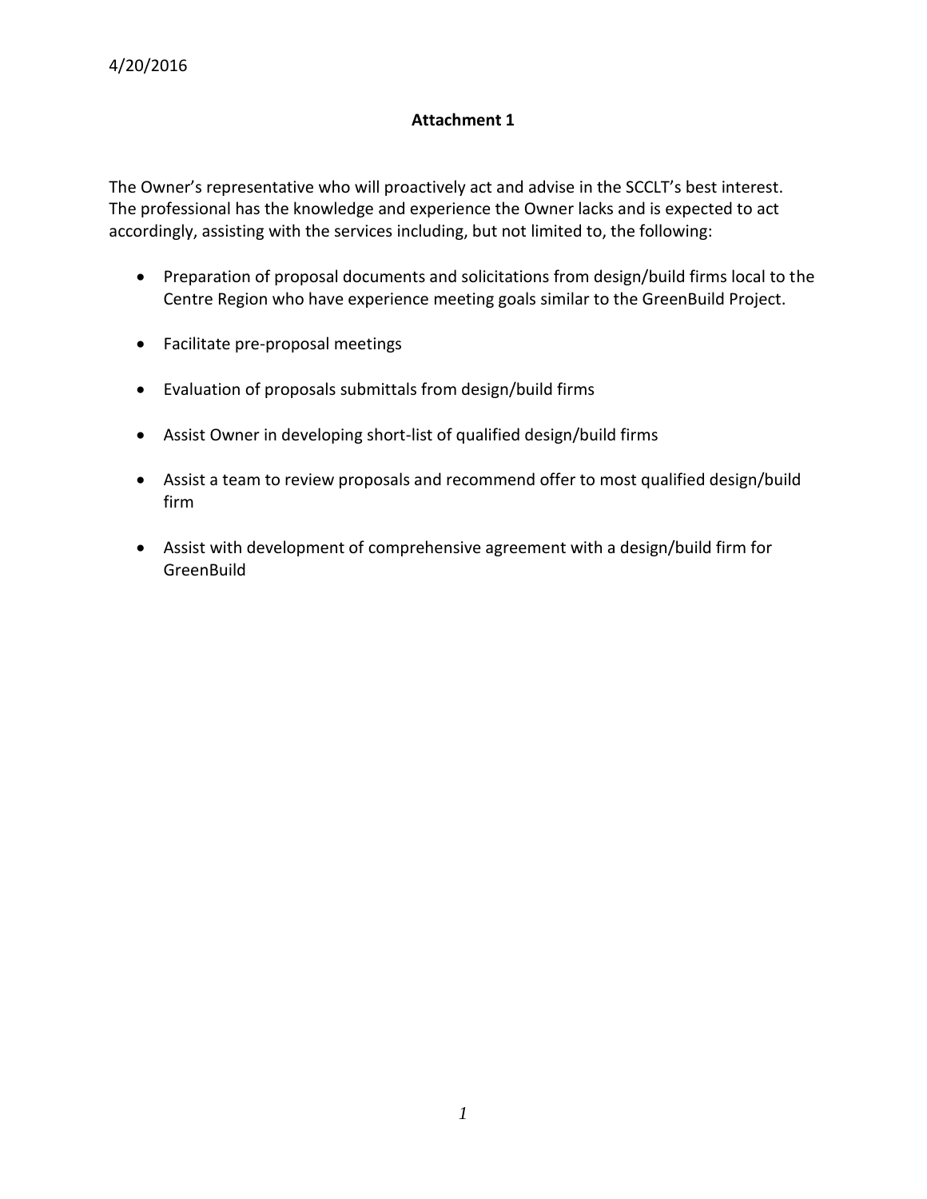4/20/2016

**Attachment 1**

The Owner's representative who will proactively act and advise in the SCCLT's best interest. The professional has the knowledge and experience the Owner lacks and is expected to act accordingly, assisting with the services including, but not limited to, the following:

- Preparation of proposal documents and solicitations from design/build firms local to the Centre Region who have experience meeting goals similar to the GreenBuild Project.
- Facilitate pre-proposal meetings
- Evaluation of proposals submittals from design/build firms
- Assist Owner in developing short-list of qualified design/build firms
- Assist a team to review proposals and recommend offer to most qualified design/build firm
- Assist with development of comprehensive agreement with a design/build firm for GreenBuild